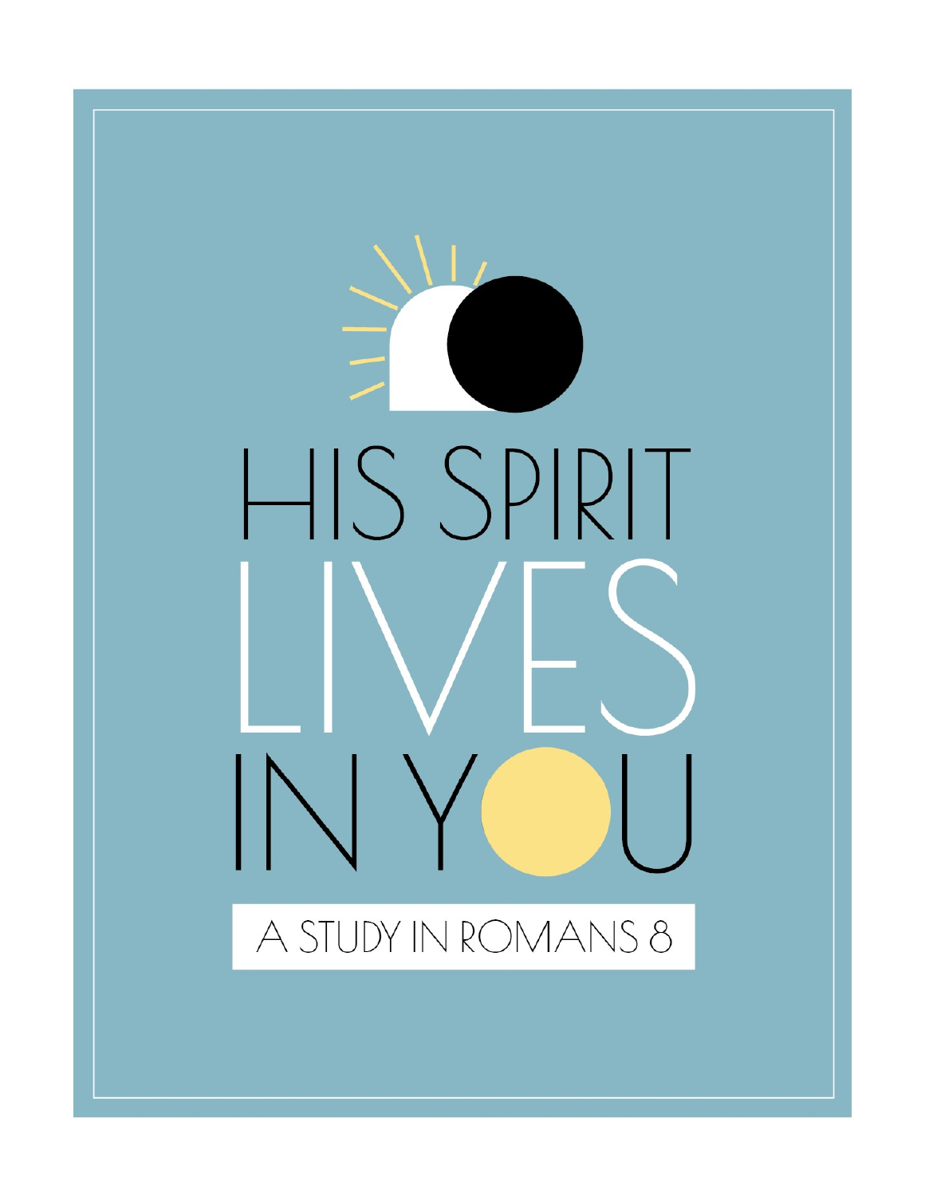# HIS SPIRIT LIVES IN YOU

## A STUDY IN ROMANS 8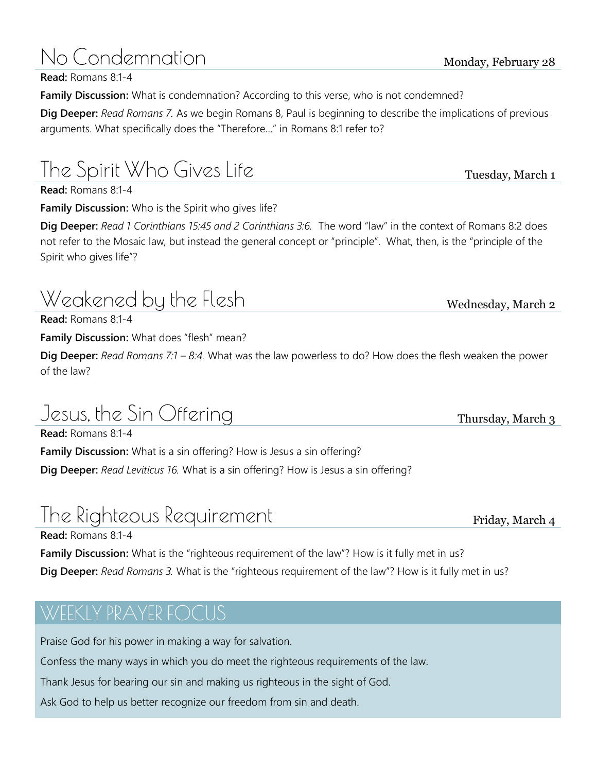## No Condemnation

Monday, February 28

**Read:** Romans 8:1-4

**Family Discussion:** What is condemnation? According to this verse, who is not condemned?

**Dig Deeper:** *Read Romans 7.* As we begin Romans 8, Paul is beginning to describe the implications of previous arguments. What specifically does the "Therefore…" in Romans 8:1 refer to?

## The Spirit Who Gives Life

Tuesday, March 1

**Read:** Romans 8:1-4

**Family Discussion:** Who is the Spirit who gives life?

**Dig Deeper:** *Read 1 Corinthians 15:45 and 2 Corinthians 3:6.* The word "law" in the context of Romans 8:2 does not refer to the Mosaic law, but instead the general concept or "principle". What, then, is the "principle of the Spirit who gives life"?

## Weakened by the Flesh

Wednesday, March 2

**Read:** Romans 8:1-4

**Family Discussion:** What does "flesh" mean?

**Dig Deeper:** *Read Romans 7:1 – 8:4.* What was the law powerless to do? How does the flesh weaken the power of the law?

## Jesus, the Sin Offering

Thursday, March 3

**Read:** Romans 8:1-4

**Family Discussion:** What is a sin offering? How is Jesus a sin offering?

**Dig Deeper:** *Read Leviticus 16.* What is a sin offering? How is Jesus a sin offering?

## The Righteous Requirement

Friday, March 4

**Read:** Romans 8:1-4

**Family Discussion:** What is the "righteous requirement of the law"? How is it fully met in us?

**Dig Deeper:** *Read Romans 3.* What is the "righteous requirement of the law"? How is it fully met in us?

## WEEKLY PRAYER FOCUS

Praise God for his power in making a way for salvation.

Confess the many ways in which you do meet the righteous requirements of the law.

Thank Jesus for bearing our sin and making us righteous in the sight of God.

Ask God to help us better recognize our freedom from sin and death.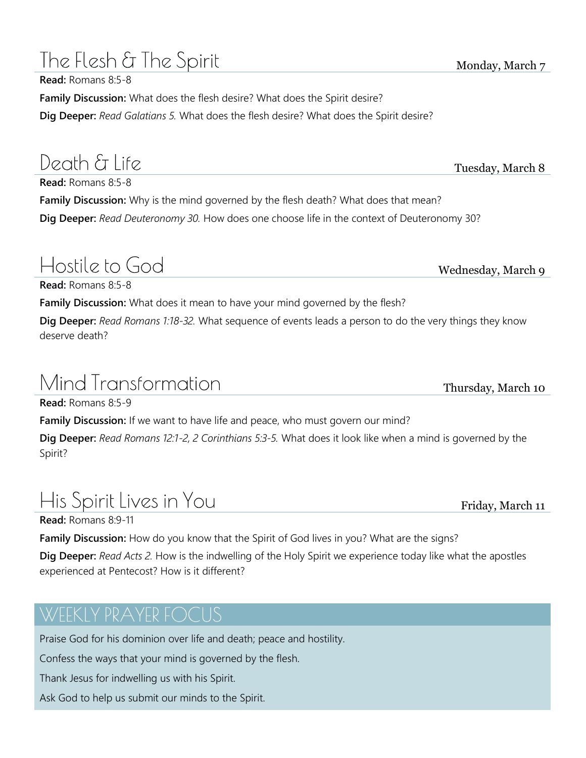## The Flesh & The Spirit

Monday, March 7

**Read:** Romans 8:5-8

**Family Discussion:** What does the flesh desire? What does the Spirit desire?

**Dig Deeper:** *Read Galatians 5.* What does the flesh desire? What does the Spirit desire?

## Death & Life

Tuesday, March 8

**Read:** Romans 8:5-8

**Family Discussion:** Why is the mind governed by the flesh death? What does that mean?

**Dig Deeper:** *Read Deuteronomy 30.* How does one choose life in the context of Deuteronomy 30?

## Hostile to God

Wednesday, March 9

**Read:** Romans 8:5-8

**Family Discussion:** What does it mean to have your mind governed by the flesh?

**Dig Deeper:** *Read Romans 1:18-32.* What sequence of events leads a person to do the very things they know deserve death?

## Mind Transformation

Thursday, March 10

**Read:** Romans 8:5-9

**Family Discussion:** If we want to have life and peace, who must govern our mind?

**Dig Deeper:** *Read Romans 12:1-2, 2 Corinthians 5:3-5.* What does it look like when a mind is governed by the Spirit?

## His Spirit Lives in You

Friday, March 11

**Read:** Romans 8:9-11

**Family Discussion:** How do you know that the Spirit of God lives in you? What are the signs?

**Dig Deeper:** *Read Acts 2.* How is the indwelling of the Holy Spirit we experience today like what the apostles experienced at Pentecost? How is it different?

## WEEKLY PRAYER FOCUS

Praise God for his dominion over life and death; peace and hostility.

Confess the ways that your mind is governed by the flesh.

Thank Jesus for indwelling us with his Spirit.

Ask God to help us submit our minds to the Spirit.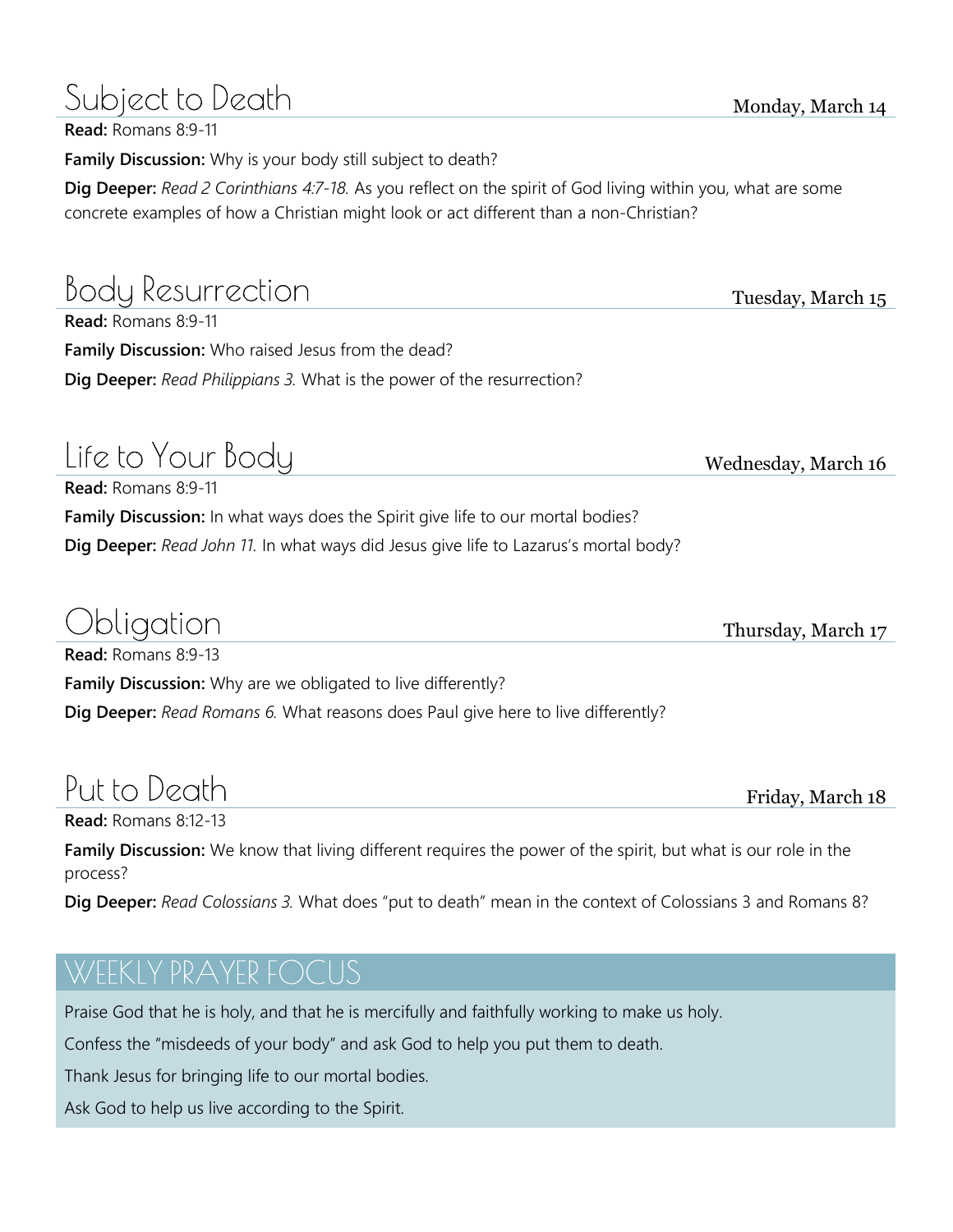## Subject to Death

Monday, March 14

**Read:** Romans 8:9-11

**Family Discussion:** Why is your body still subject to death?

**Dig Deeper:** *Read 2 Corinthians 4:7-18.* As you reflect on the spirit of God living within you, what are some concrete examples of how a Christian might look or act different than a non-Christian?

## Body Resurrection

Tuesday, March 15

**Read:** Romans 8:9-11

**Family Discussion:** Who raised Jesus from the dead?

**Dig Deeper:** *Read Philippians 3.* What is the power of the resurrection?

## Life to Your Body

Wednesday, March 16

**Read:** Romans 8:9-11

**Family Discussion:** In what ways does the Spirit give life to our mortal bodies?

**Dig Deeper:** *Read John 11.* In what ways did Jesus give life to Lazarus's mortal body?

## Obligation

Thursday, March 17

**Read:** Romans 8:9-13

**Family Discussion:** Why are we obligated to live differently?

**Dig Deeper:** *Read Romans 6.* What reasons does Paul give here to live differently?

## Put to Death

Friday, March 18

**Read:** Romans 8:12-13

**Family Discussion:** We know that living different requires the power of the spirit, but what is our role in the process?

**Dig Deeper:** *Read Colossians 3.* What does "put to death" mean in the context of Colossians 3 and Romans 8?

## WEEKLY PRAYER FOCUS

Praise God that he is holy, and that he is mercifully and faithfully working to make us holy.

Confess the "misdeeds of your body" and ask God to help you put them to death.

Thank Jesus for bringing life to our mortal bodies.

Ask God to help us live according to the Spirit.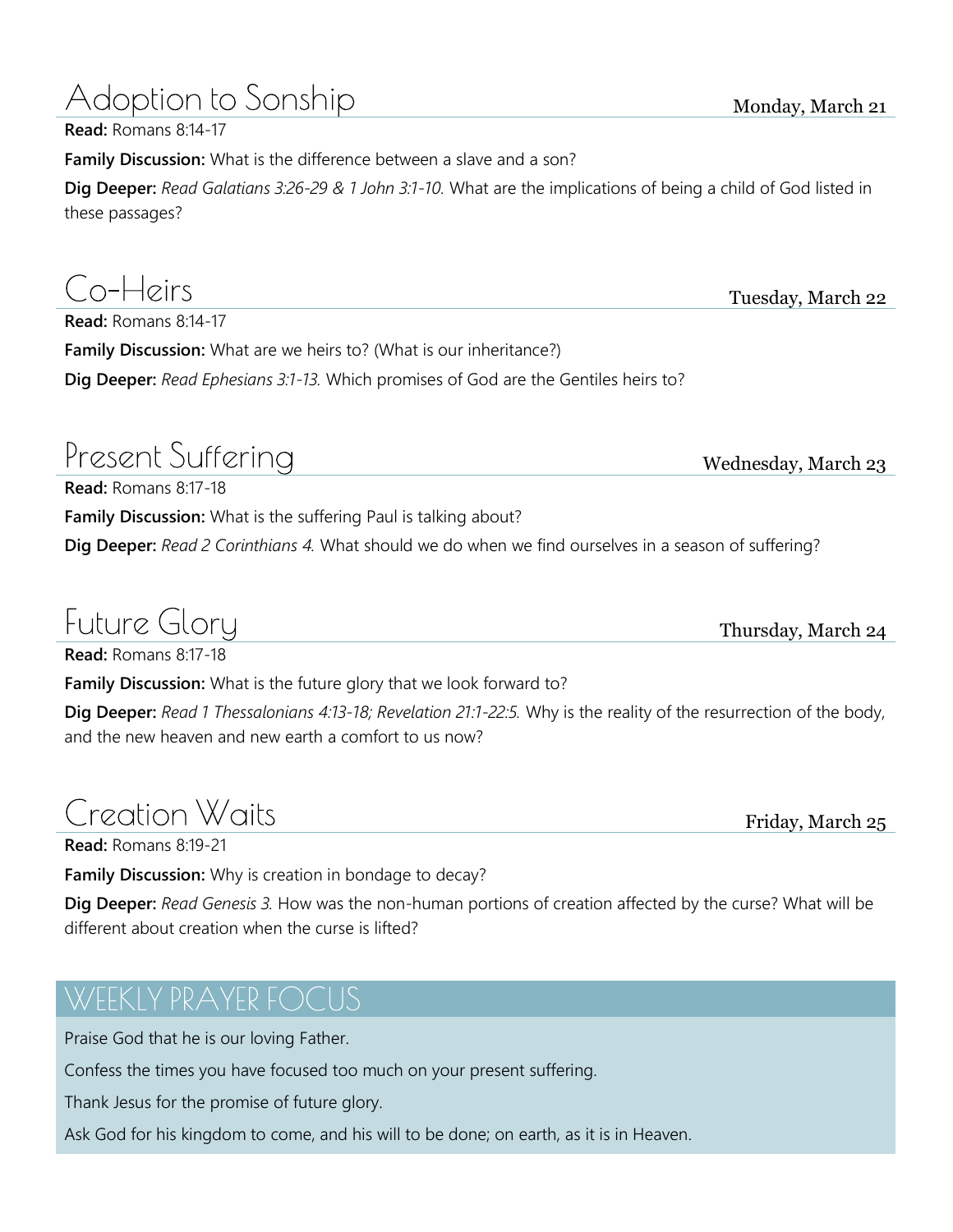## Adoption to Sonship

Monday, March 21

**Read:** Romans 8:14-17

**Family Discussion:** What is the difference between a slave and a son?

**Dig Deeper:** *Read Galatians 3:26-29 & 1 John 3:1-10.* What are the implications of being a child of God listed in these passages?

## Co-Heirs

Tuesday, March 22

**Read:** Romans 8:14-17

**Family Discussion:** What are we heirs to? (What is our inheritance?)

**Dig Deeper:** *Read Ephesians 3:1-13.* Which promises of God are the Gentiles heirs to?

## Present Suffering

Wednesday, March 23

**Read:** Romans 8:17-18

**Family Discussion:** What is the suffering Paul is talking about?

**Dig Deeper:** *Read 2 Corinthians 4.* What should we do when we find ourselves in a season of suffering?

## Future Glory

Thursday, March 24

**Read:** Romans 8:17-18

**Family Discussion:** What is the future glory that we look forward to?

**Dig Deeper:** *Read 1 Thessalonians 4:13-18; Revelation 21:1-22:5.* Why is the reality of the resurrection of the body, and the new heaven and new earth a comfort to us now?

## Creation Waits

Friday, March 25

**Read:** Romans 8:19-21

**Family Discussion:** Why is creation in bondage to decay?

**Dig Deeper:** *Read Genesis 3.* How was the non-human portions of creation affected by the curse? What will be different about creation when the curse is lifted?

## WEEKLY PRAYER FOCUS

Praise God that he is our loving Father.

Confess the times you have focused too much on your present suffering.

Thank Jesus for the promise of future glory.

Ask God for his kingdom to come, and his will to be done; on earth, as it is in Heaven.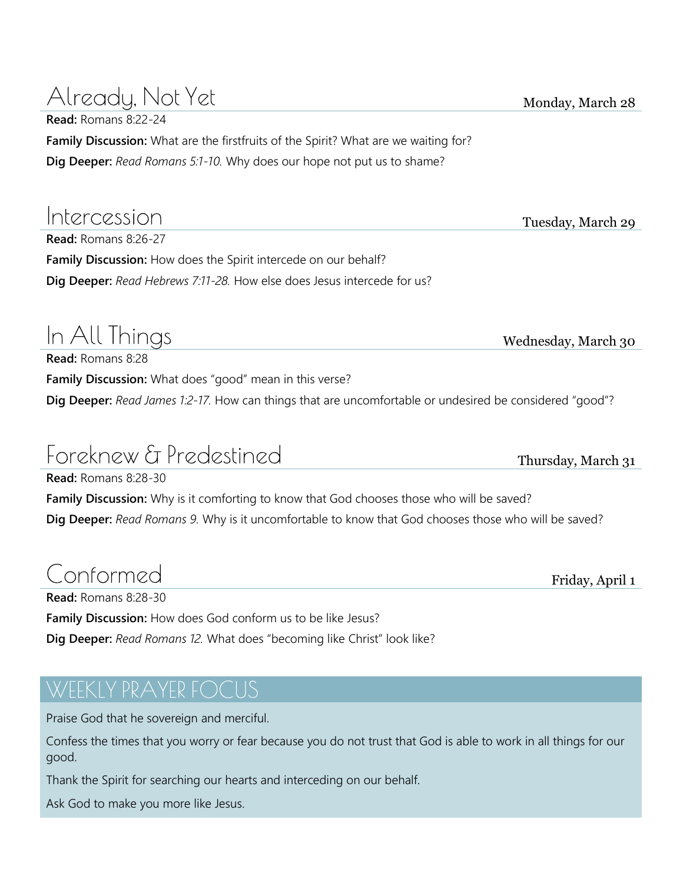## Already, Not Yet

Monday, March 28

**Read:** Romans 8:22-24

**Family Discussion:** What are the firstfruits of the Spirit? What are we waiting for?

**Dig Deeper:** *Read Romans 5:1-10.* Why does our hope not put us to shame?

## Intercession

Tuesday, March 29

**Read:** Romans 8:26-27

**Family Discussion:** How does the Spirit intercede on our behalf?

**Dig Deeper:** *Read Hebrews 7:11-28.* How else does Jesus intercede for us?

## In All Things

Wednesday, March 30

**Read:** Romans 8:28

**Family Discussion:** What does "good" mean in this verse?

**Dig Deeper:** *Read James 1:2-17.* How can things that are uncomfortable or undesired be considered "good"?

## Foreknew & Predestined

Thursday, March 31

**Read:** Romans 8:28-30

**Family Discussion:** Why is it comforting to know that God chooses those who will be saved?

**Dig Deeper:** *Read Romans 9.* Why is it uncomfortable to know that God chooses those who will be saved?

## Conformed

Friday, April 1

**Read:** Romans 8:28-30

**Family Discussion:** How does God conform us to be like Jesus?

**Dig Deeper:** *Read Romans 12.* What does "becoming like Christ" look like?

## WEEKLY PRAYER FOCUS

Praise God that he sovereign and merciful.

Confess the times that you worry or fear because you do not trust that God is able to work in all things for our good.

Thank the Spirit for searching our hearts and interceding on our behalf.

Ask God to make you more like Jesus.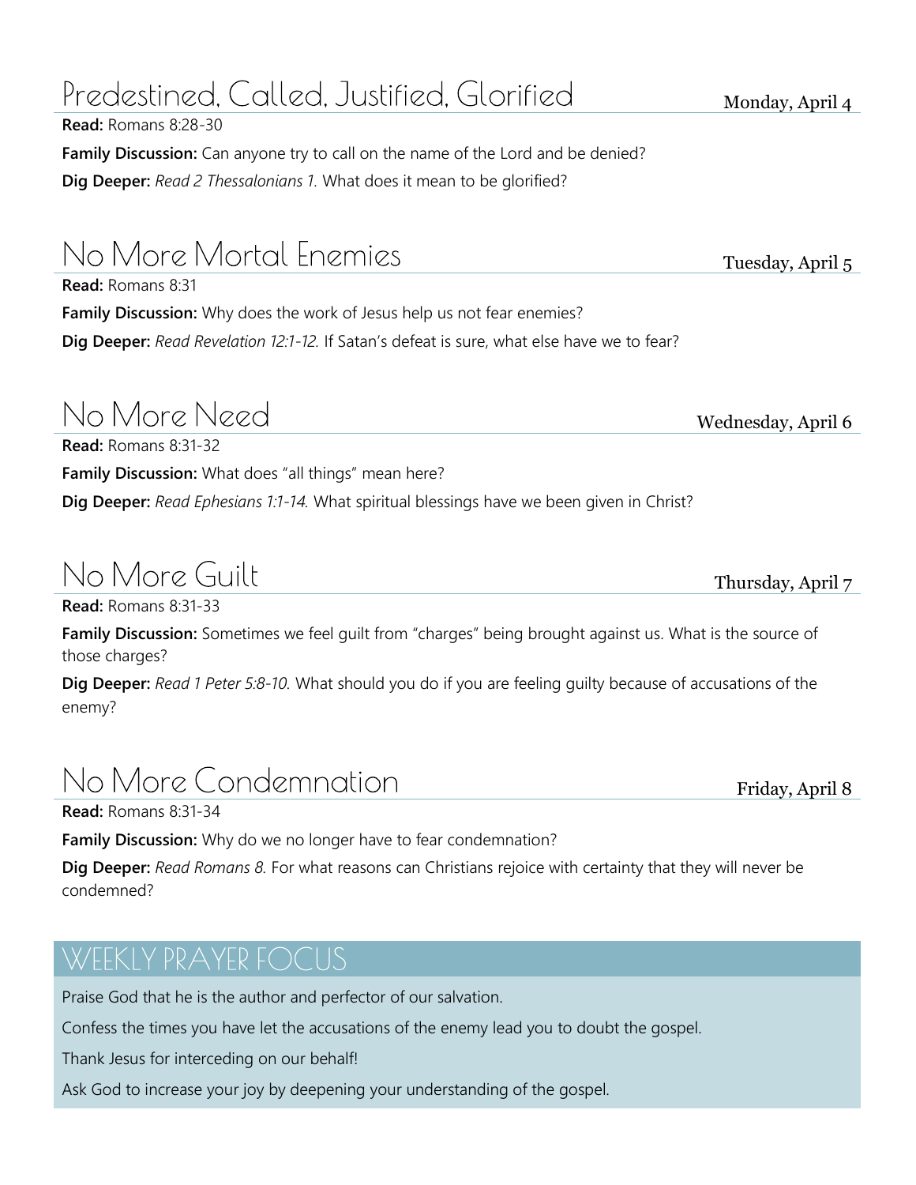## Predestined, Called, Justified, Glorified

Monday, April 4

**Read:** Romans 8:28-30

**Family Discussion:** Can anyone try to call on the name of the Lord and be denied?

**Dig Deeper:** *Read 2 Thessalonians 1.* What does it mean to be glorified?

## No More Mortal Enemies

Tuesday, April 5

**Read:** Romans 8:31

**Family Discussion:** Why does the work of Jesus help us not fear enemies?

**Dig Deeper:** *Read Revelation 12:1-12.* If Satan's defeat is sure, what else have we to fear?

## No More Need

Wednesday, April 6

**Read:** Romans 8:31-32

**Family Discussion:** What does "all things" mean here?

**Dig Deeper:** *Read Ephesians 1:1-14.* What spiritual blessings have we been given in Christ?

## No More Guilt

Thursday, April 7

**Read:** Romans 8:31-33

**Family Discussion:** Sometimes we feel guilt from "charges" being brought against us. What is the source of those charges?

**Dig Deeper:** *Read 1 Peter 5:8-10.* What should you do if you are feeling guilty because of accusations of the enemy?

## No More Condemnation

Friday, April 8

**Read:** Romans 8:31-34

**Family Discussion:** Why do we no longer have to fear condemnation?

**Dig Deeper:** *Read Romans 8.* For what reasons can Christians rejoice with certainty that they will never be condemned?

## WEEKLY PRAYER FOCUS

Praise God that he is the author and perfector of our salvation.

Confess the times you have let the accusations of the enemy lead you to doubt the gospel.

Thank Jesus for interceding on our behalf!

Ask God to increase your joy by deepening your understanding of the gospel.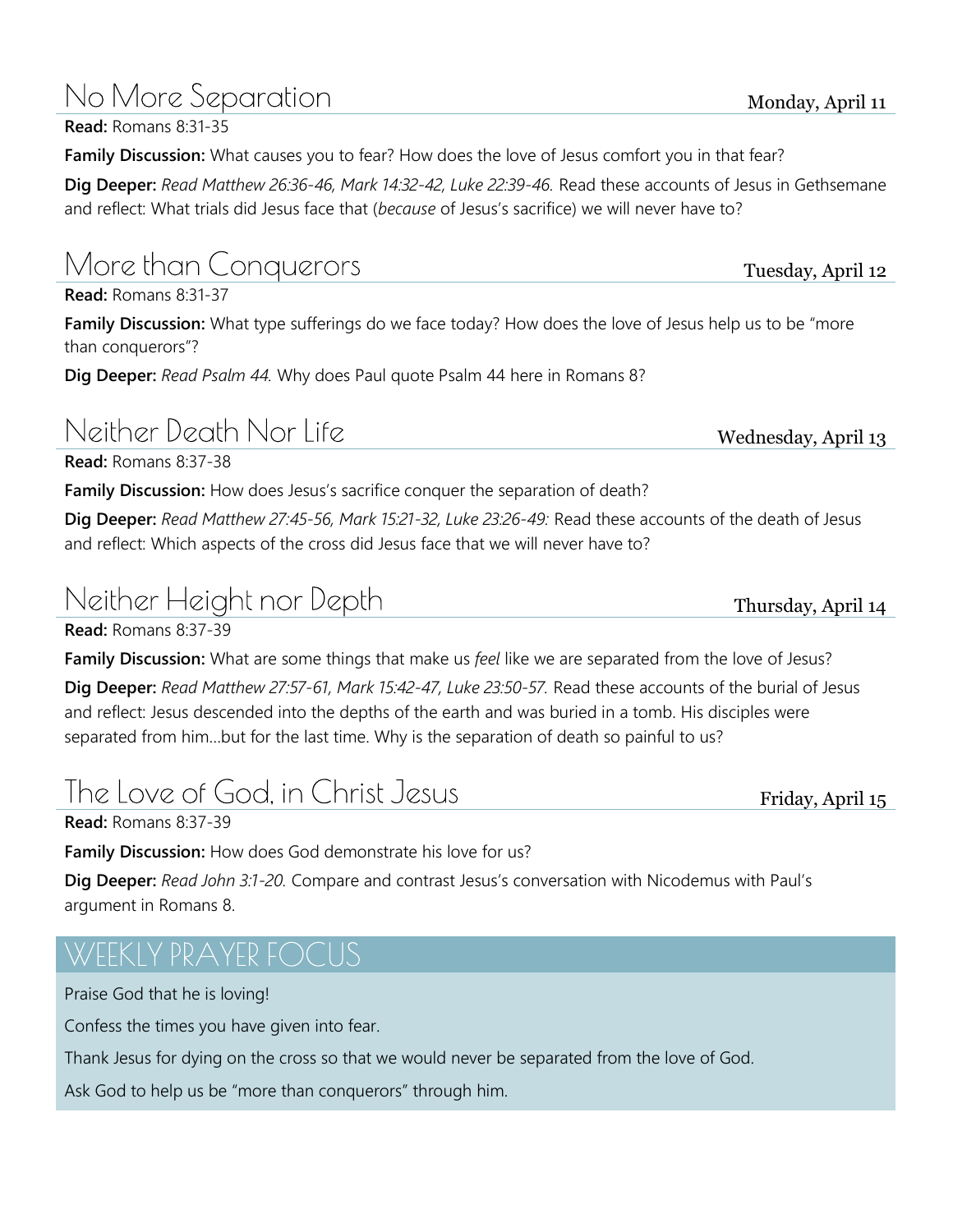## No More Separation

Monday, April 11

**Read:** Romans 8:31-35

**Family Discussion:** What causes you to fear? How does the love of Jesus comfort you in that fear?

**Dig Deeper:** *Read Matthew 26:36-46, Mark 14:32-42, Luke 22:39-46.* Read these accounts of Jesus in Gethsemane and reflect: What trials did Jesus face that (*because* of Jesus's sacrifice) we will never have to?

## More than Conquerors

Tuesday, April 12

**Read:** Romans 8:31-37

**Family Discussion:** What type sufferings do we face today? How does the love of Jesus help us to be "more than conquerors"?

**Dig Deeper:** *Read Psalm 44.* Why does Paul quote Psalm 44 here in Romans 8?

## Neither Death Nor Life

Wednesday, April 13

**Read:** Romans 8:37-38

**Family Discussion:** How does Jesus's sacrifice conquer the separation of death?

**Dig Deeper:** *Read Matthew 27:45-56, Mark 15:21-32, Luke 23:26-49:* Read these accounts of the death of Jesus and reflect: Which aspects of the cross did Jesus face that we will never have to?

## Neither Height nor Depth

Thursday, April 14

**Read:** Romans 8:37-39

**Family Discussion:** What are some things that make us *feel* like we are separated from the love of Jesus?

**Dig Deeper:** *Read Matthew 27:57-61, Mark 15:42-47, Luke 23:50-57.* Read these accounts of the burial of Jesus and reflect: Jesus descended into the depths of the earth and was buried in a tomb. His disciples were separated from him…but for the last time. Why is the separation of death so painful to us?

## The Love of God, in Christ Jesus

Friday, April 15

**Read:** Romans 8:37-39

**Family Discussion:** How does God demonstrate his love for us?

**Dig Deeper:** *Read John 3:1-20.* Compare and contrast Jesus's conversation with Nicodemus with Paul's argument in Romans 8.

## WEEKLY PRAYER FOCUS

Praise God that he is loving!

Confess the times you have given into fear.

Thank Jesus for dying on the cross so that we would never be separated from the love of God.

Ask God to help us be "more than conquerors" through him.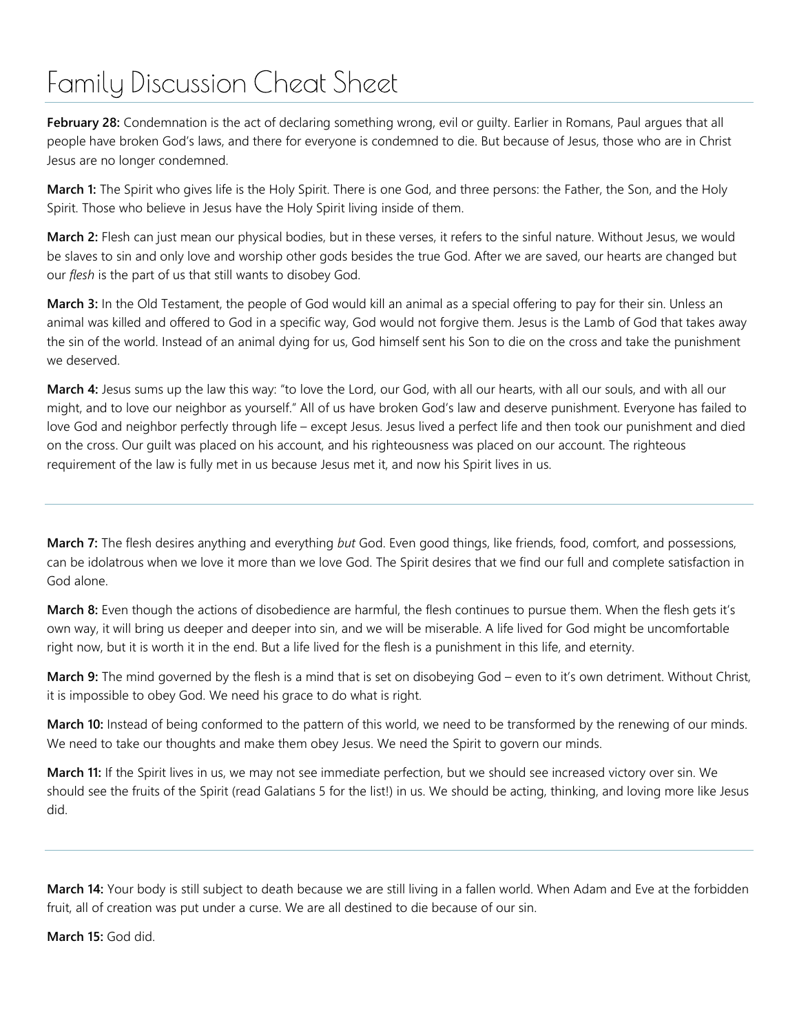# Family Discussion Cheat Sheet

**February 28:** Condemnation is the act of declaring something wrong, evil or guilty. Earlier in Romans, Paul argues that all people have broken God's laws, and there for everyone is condemned to die. But because of Jesus, those who are in Christ Jesus are no longer condemned.

**March 1:** The Spirit who gives life is the Holy Spirit. There is one God, and three persons: the Father, the Son, and the Holy Spirit. Those who believe in Jesus have the Holy Spirit living inside of them.

**March 2:** Flesh can just mean our physical bodies, but in these verses, it refers to the sinful nature. Without Jesus, we would be slaves to sin and only love and worship other gods besides the true God. After we are saved, our hearts are changed but our *flesh* is the part of us that still wants to disobey God.

**March 3:** In the Old Testament, the people of God would kill an animal as a special offering to pay for their sin. Unless an animal was killed and offered to God in a specific way, God would not forgive them. Jesus is the Lamb of God that takes away the sin of the world. Instead of an animal dying for us, God himself sent his Son to die on the cross and take the punishment we deserved.

**March 4:** Jesus sums up the law this way: "to love the Lord, our God, with all our hearts, with all our souls, and with all our might, and to love our neighbor as yourself." All of us have broken God's law and deserve punishment. Everyone has failed to love God and neighbor perfectly through life – except Jesus. Jesus lived a perfect life and then took our punishment and died on the cross. Our guilt was placed on his account, and his righteousness was placed on our account. The righteous requirement of the law is fully met in us because Jesus met it, and now his Spirit lives in us.

---

**March 7:** The flesh desires anything and everything *but* God. Even good things, like friends, food, comfort, and possessions, can be idolatrous when we love it more than we love God. The Spirit desires that we find our full and complete satisfaction in God alone.

**March 8:** Even though the actions of disobedience are harmful, the flesh continues to pursue them. When the flesh gets it's own way, it will bring us deeper and deeper into sin, and we will be miserable. A life lived for God might be uncomfortable right now, but it is worth it in the end. But a life lived for the flesh is a punishment in this life, and eternity.

**March 9:** The mind governed by the flesh is a mind that is set on disobeying God – even to it's own detriment. Without Christ, it is impossible to obey God. We need his grace to do what is right.

**March 10:** Instead of being conformed to the pattern of this world, we need to be transformed by the renewing of our minds. We need to take our thoughts and make them obey Jesus. We need the Spirit to govern our minds.

**March 11:** If the Spirit lives in us, we may not see immediate perfection, but we should see increased victory over sin. We should see the fruits of the Spirit (read Galatians 5 for the list!) in us. We should be acting, thinking, and loving more like Jesus did.

---

**March 14:** Your body is still subject to death because we are still living in a fallen world. When Adam and Eve at the forbidden fruit, all of creation was put under a curse. We are all destined to die because of our sin.

**March 15:** God did.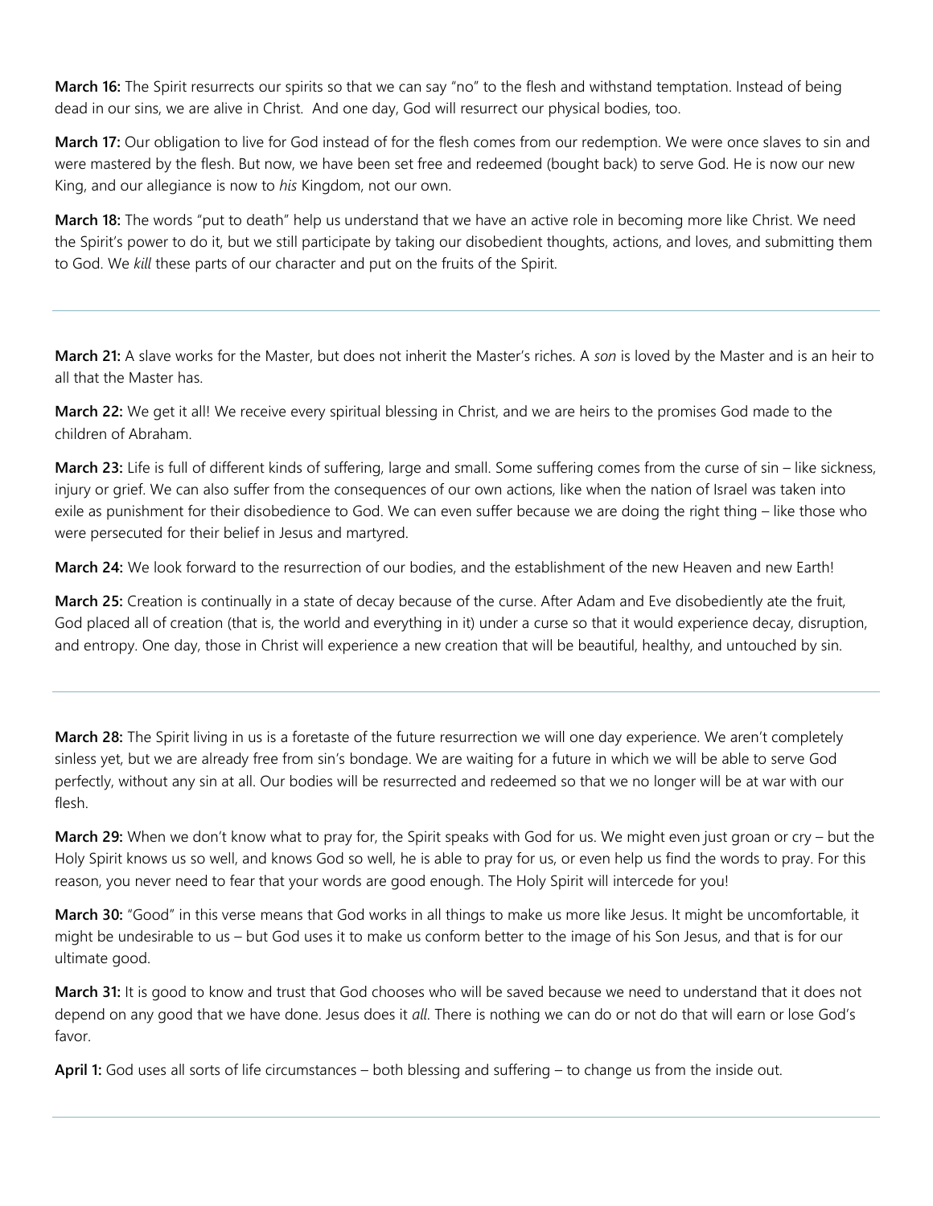**March 16:** The Spirit resurrects our spirits so that we can say "no" to the flesh and withstand temptation. Instead of being dead in our sins, we are alive in Christ.  And one day, God will resurrect our physical bodies, too.

**March 17:** Our obligation to live for God instead of for the flesh comes from our redemption. We were once slaves to sin and were mastered by the flesh. But now, we have been set free and redeemed (bought back) to serve God. He is now our new King, and our allegiance is now to *his* Kingdom, not our own.

**March 18:** The words "put to death" help us understand that we have an active role in becoming more like Christ. We need the Spirit's power to do it, but we still participate by taking our disobedient thoughts, actions, and loves, and submitting them to God. We *kill* these parts of our character and put on the fruits of the Spirit.

---

**March 21:** A slave works for the Master, but does not inherit the Master's riches. A *son* is loved by the Master and is an heir to all that the Master has.

**March 22:** We get it all! We receive every spiritual blessing in Christ, and we are heirs to the promises God made to the children of Abraham.

**March 23:** Life is full of different kinds of suffering, large and small. Some suffering comes from the curse of sin – like sickness, injury or grief. We can also suffer from the consequences of our own actions, like when the nation of Israel was taken into exile as punishment for their disobedience to God. We can even suffer because we are doing the right thing – like those who were persecuted for their belief in Jesus and martyred.

**March 24:** We look forward to the resurrection of our bodies, and the establishment of the new Heaven and new Earth!

**March 25:** Creation is continually in a state of decay because of the curse. After Adam and Eve disobediently ate the fruit, God placed all of creation (that is, the world and everything in it) under a curse so that it would experience decay, disruption, and entropy. One day, those in Christ will experience a new creation that will be beautiful, healthy, and untouched by sin.

---

**March 28:** The Spirit living in us is a foretaste of the future resurrection we will one day experience. We aren't completely sinless yet, but we are already free from sin's bondage. We are waiting for a future in which we will be able to serve God perfectly, without any sin at all. Our bodies will be resurrected and redeemed so that we no longer will be at war with our flesh.

**March 29:** When we don't know what to pray for, the Spirit speaks with God for us. We might even just groan or cry – but the Holy Spirit knows us so well, and knows God so well, he is able to pray for us, or even help us find the words to pray. For this reason, you never need to fear that your words are good enough. The Holy Spirit will intercede for you!

**March 30:** "Good" in this verse means that God works in all things to make us more like Jesus. It might be uncomfortable, it might be undesirable to us – but God uses it to make us conform better to the image of his Son Jesus, and that is for our ultimate good.

**March 31:** It is good to know and trust that God chooses who will be saved because we need to understand that it does not depend on any good that we have done. Jesus does it *all*. There is nothing we can do or not do that will earn or lose God's favor.

**April 1:** God uses all sorts of life circumstances – both blessing and suffering – to change us from the inside out.

---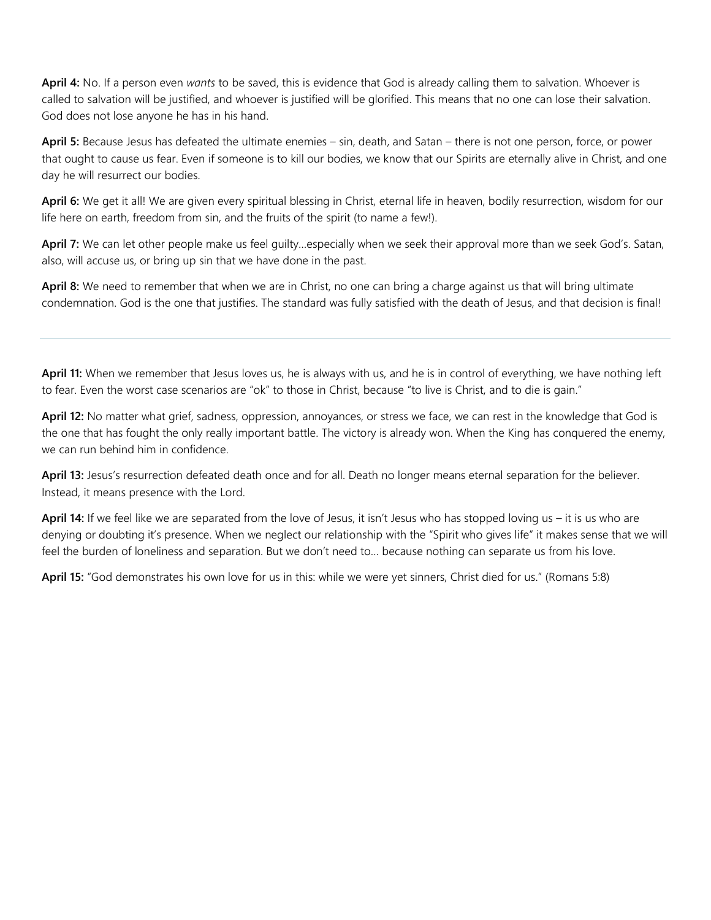**April 4:** No. If a person even *wants* to be saved, this is evidence that God is already calling them to salvation. Whoever is called to salvation will be justified, and whoever is justified will be glorified. This means that no one can lose their salvation. God does not lose anyone he has in his hand.

**April 5:** Because Jesus has defeated the ultimate enemies – sin, death, and Satan – there is not one person, force, or power that ought to cause us fear. Even if someone is to kill our bodies, we know that our Spirits are eternally alive in Christ, and one day he will resurrect our bodies.

**April 6:** We get it all! We are given every spiritual blessing in Christ, eternal life in heaven, bodily resurrection, wisdom for our life here on earth, freedom from sin, and the fruits of the spirit (to name a few!).

**April 7:** We can let other people make us feel guilty…especially when we seek their approval more than we seek God's. Satan, also, will accuse us, or bring up sin that we have done in the past.

**April 8:** We need to remember that when we are in Christ, no one can bring a charge against us that will bring ultimate condemnation. God is the one that justifies. The standard was fully satisfied with the death of Jesus, and that decision is final!

---

**April 11:** When we remember that Jesus loves us, he is always with us, and he is in control of everything, we have nothing left to fear. Even the worst case scenarios are "ok" to those in Christ, because "to live is Christ, and to die is gain."

**April 12:** No matter what grief, sadness, oppression, annoyances, or stress we face, we can rest in the knowledge that God is the one that has fought the only really important battle. The victory is already won. When the King has conquered the enemy, we can run behind him in confidence.

**April 13:** Jesus's resurrection defeated death once and for all. Death no longer means eternal separation for the believer. Instead, it means presence with the Lord.

**April 14:** If we feel like we are separated from the love of Jesus, it isn't Jesus who has stopped loving us – it is us who are denying or doubting it's presence. When we neglect our relationship with the "Spirit who gives life" it makes sense that we will feel the burden of loneliness and separation. But we don't need to… because nothing can separate us from his love.

**April 15:** "God demonstrates his own love for us in this: while we were yet sinners, Christ died for us." (Romans 5:8)